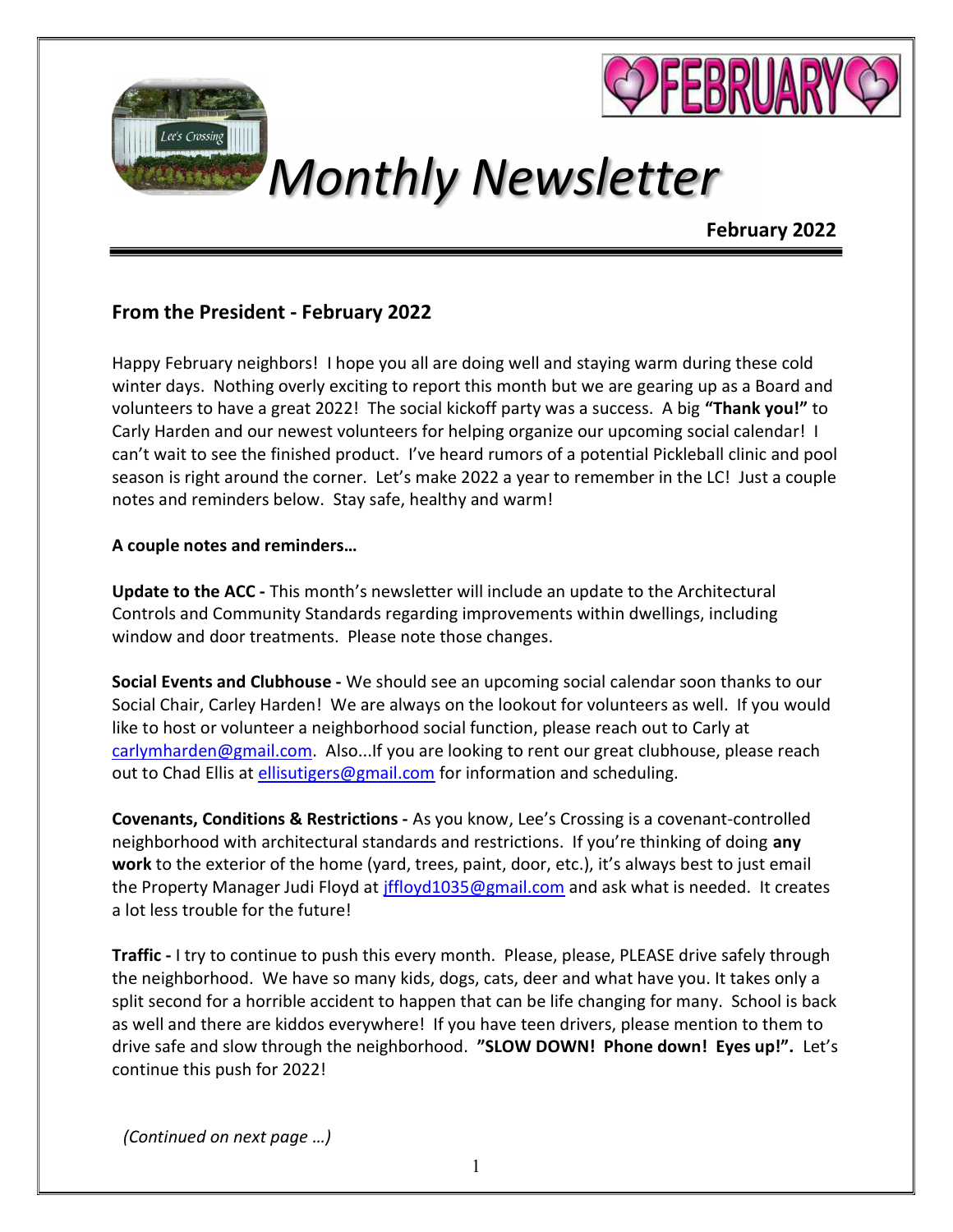FEBRUARY

# Monthly Newsletter

**February 2022**

## From the President - February 2022

Happy February neighbors! I hope you all are doing well and staying warm during these cold winter days. Nothing overly exciting to report this month but we are gearing up as a Board and volunteers to have a great 2022! The social kickoff party was a success. A big **"Thank you!"** to Carly Harden and our newest volunteers for helping organize our upcoming social calendar! I can't wait to see the finished product. I've heard rumors of a potential Pickleball clinic and pool season is right around the corner. Let's make 2022 a year to remember in the LC! Just a couple notes and reminders below. Stay safe, healthy and warm!

**A couple notes and reminders…**

**Update to the ACC -** This month's newsletter will include an update to the Architectural Controls and Community Standards regarding improvements within dwellings, including window and door treatments. Please note those changes.

**Social Events and Clubhouse -** We should see an upcoming social calendar soon thanks to our Social Chair, Carley Harden! We are always on the lookout for volunteers as well. If you would like to host or volunteer a neighborhood social function, please reach out to Carly at carlymharden@gmail.com. Also...If you are looking to rent our great clubhouse, please reach out to Chad Ellis at ellisutigers@gmail.com for information and scheduling.

**Covenants, Conditions & Restrictions -** As you know, Lee's Crossing is a covenant-controlled neighborhood with architectural standards and restrictions. If you're thinking of doing **any work** to the exterior of the home (yard, trees, paint, door, etc.), it's always best to just email the Property Manager Judi Floyd at jffloyd1035@gmail.com and ask what is needed. It creates a lot less trouble for the future!

**Traffic -** I try to continue to push this every month. Please, please, PLEASE drive safely through the neighborhood. We have so many kids, dogs, cats, deer and what have you. It takes only a split second for a horrible accident to happen that can be life changing for many. School is back as well and there are kiddos everywhere! If you have teen drivers, please mention to them to drive safe and slow through the neighborhood. **"SLOW DOWN! Phone down! Eyes up!".** Let's continue this push for 2022!

*(Continued on next page …)*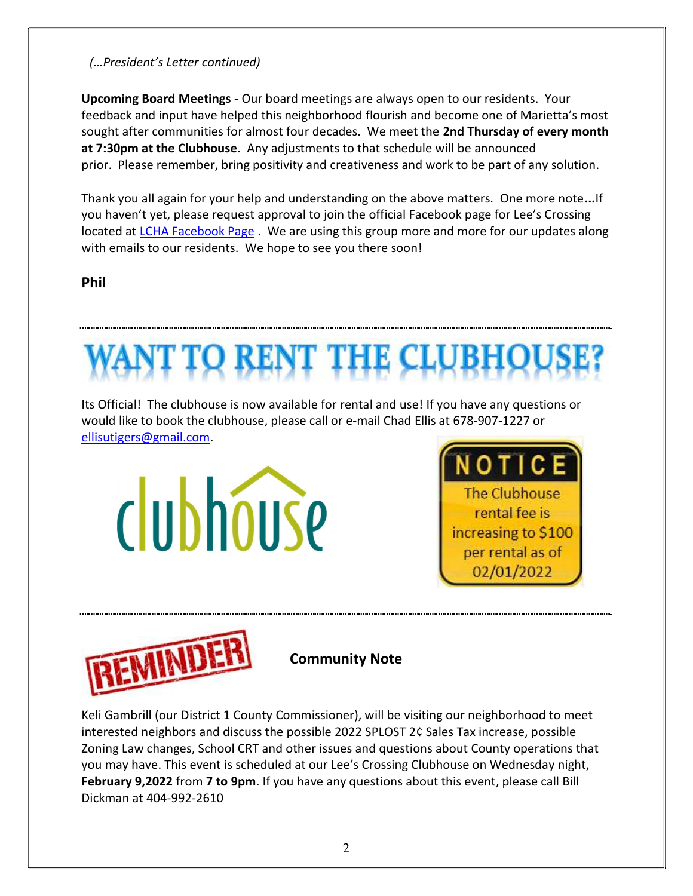*(…President's Letter continued)*

**Upcoming Board Meetings** - Our board meetings are always open to our residents. Your feedback and input have helped this neighborhood flourish and become one of Marietta's most sought after communities for almost four decades. We meet the **2nd Thursday of every month at 7:30pm at the Clubhouse**. Any adjustments to that schedule will be announced prior. Please remember, bring positivity and creativeness and work to be part of any solution.

Thank you all again for your help and understanding on the above matters. One more note**...**If you haven't yet, please request approval to join the official Facebook page for Lee's Crossing located at [LCHA Facebook Page](). We are using this group more and more for our updates along with emails to our residents. We hope to see you there soon!

**Phil**

---

# WANT TO RENT THE CLUBHOUSE?

Its Official! The clubhouse is now available for rental and use! If you have any questions or would like to book the clubhouse, please call or e-mail Chad Ellis at 678-907-1227 or ellisutigers@gmail.com.

clubhouse

**NOTICE**

The Clubhouse rental fee is increasing to $100 per rental as of 02/01/2022

---

**REMINDER**

**Community Note**

Keli Gambrill (our District 1 County Commissioner), will be visiting our neighborhood to meet interested neighbors and discuss the possible 2022 SPLOST 2¢ Sales Tax increase, possible Zoning Law changes, School CRT and other issues and questions about County operations that you may have. This event is scheduled at our Lee's Crossing Clubhouse on Wednesday night, **February 9,2022** from **7 to 9pm**. If you have any questions about this event, please call Bill Dickman at 404-992-2610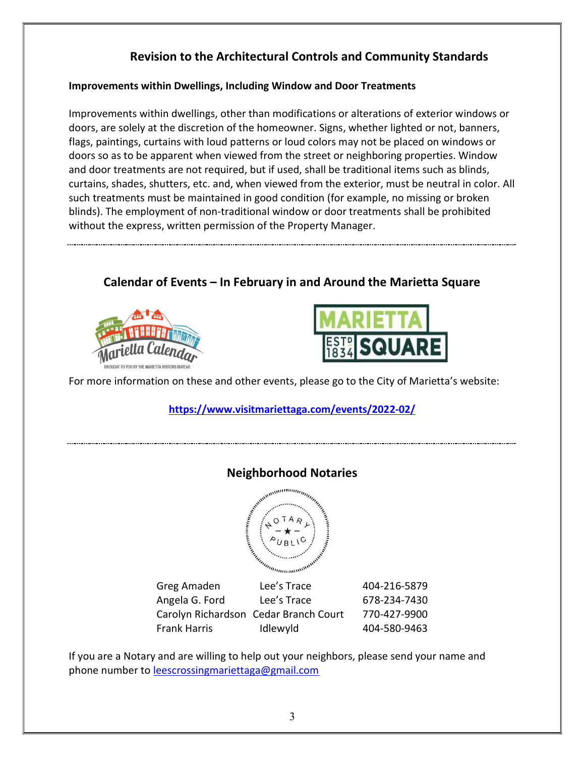## Revision to the Architectural Controls and Community Standards

**Improvements within Dwellings, Including Window and Door Treatments**

Improvements within dwellings, other than modifications or alterations of exterior windows or doors, are solely at the discretion of the homeowner. Signs, whether lighted or not, banners, flags, paintings, curtains with loud patterns or loud colors may not be placed on windows or doors so as to be apparent when viewed from the street or neighboring properties. Window and door treatments are not required, but if used, shall be traditional items such as blinds, curtains, shades, shutters, etc. and, when viewed from the exterior, must be neutral in color. All such treatments must be maintained in good condition (for example, no missing or broken blinds). The employment of non-traditional window or door treatments shall be prohibited without the express, written permission of the Property Manager.

---

## Calendar of Events – In February in and Around the Marietta Square

For more information on these and other events, please go to the City of Marietta's website:

**https://www.visitmariettaga.com/events/2022-02/**

---

## Neighborhood Notaries

| Name | Neighborhood | Phone |
|---|---|---|
| Greg Amaden | Lee's Trace | 404-216-5879 |
| Angela G. Ford | Lee's Trace | 678-234-7430 |
| Carolyn Richardson | Cedar Branch Court | 770-427-9900 |
| Frank Harris | Idlewyld | 404-580-9463 |

If you are a Notary and are willing to help out your neighbors, please send your name and phone number to leescrossingmariettaga@gmail.com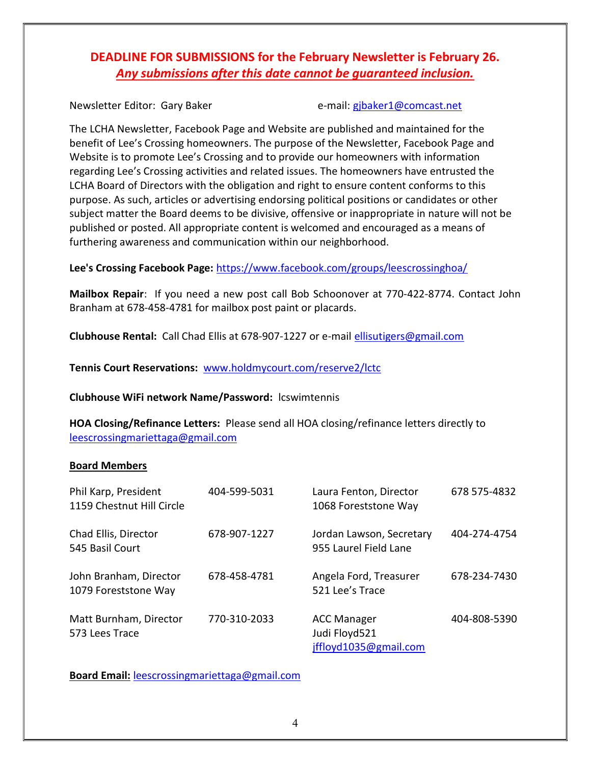**DEADLINE FOR SUBMISSIONS for the February Newsletter is February 26.**
***Any submissions after this date cannot be guaranteed inclusion.***

Newsletter Editor: Gary Baker e-mail: gjbaker1@comcast.net

The LCHA Newsletter, Facebook Page and Website are published and maintained for the benefit of Lee's Crossing homeowners. The purpose of the Newsletter, Facebook Page and Website is to promote Lee's Crossing and to provide our homeowners with information regarding Lee's Crossing activities and related issues. The homeowners have entrusted the LCHA Board of Directors with the obligation and right to ensure content conforms to this purpose. As such, articles or advertising endorsing political positions or candidates or other subject matter the Board deems to be divisive, offensive or inappropriate in nature will not be published or posted. All appropriate content is welcomed and encouraged as a means of furthering awareness and communication within our neighborhood.

**Lee's Crossing Facebook Page:** https://www.facebook.com/groups/leescrossinghoa/

**Mailbox Repair**: If you need a new post call Bob Schoonover at 770-422-8774. Contact John Branham at 678-458-4781 for mailbox post paint or placards.

**Clubhouse Rental:** Call Chad Ellis at 678-907-1227 or e-mail ellisutigers@gmail.com

**Tennis Court Reservations:** www.holdmycourt.com/reserve2/lctc

**Clubhouse WiFi network Name/Password:** lcswimtennis

**HOA Closing/Refinance Letters:** Please send all HOA closing/refinance letters directly to leescrossingmariettaga@gmail.com

**Board Members**

| | | | |
|---|---|---|---|
| Phil Karp, President<br>1159 Chestnut Hill Circle | 404-599-5031 | Laura Fenton, Director<br>1068 Foreststone Way | 678 575-4832 |
| Chad Ellis, Director<br>545 Basil Court | 678-907-1227 | Jordan Lawson, Secretary<br>955 Laurel Field Lane | 404-274-4754 |
| John Branham, Director<br>1079 Foreststone Way | 678-458-4781 | Angela Ford, Treasurer<br>521 Lee's Trace | 678-234-7430 |
| Matt Burnham, Director<br>573 Lees Trace | 770-310-2033 | ACC Manager<br>Judi Floyd521<br>jffloyd1035@gmail.com | 404-808-5390 |

**Board Email:** leescrossingmariettaga@gmail.com